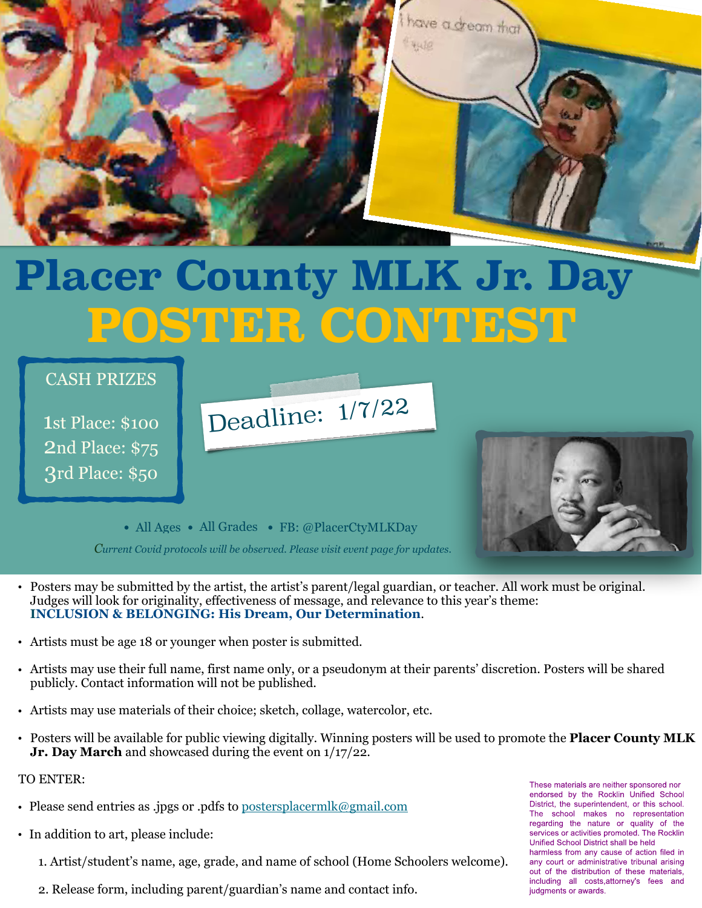# Placer County MLK Jr. Day
# POSTER CONTEST

**CASH PRIZES**

1st Place: $100
2nd Place: $75
3rd Place: $50

Deadline: 1/7/22

• All Ages • All Grades • FB: @PlacerCtyMLKDay

*Current Covid protocols will be observed. Please visit event page for updates.*

- Posters may be submitted by the artist, the artist's parent/legal guardian, or teacher. All work must be original. Judges will look for originality, effectiveness of message, and relevance to this year's theme: **INCLUSION & BELONGING: His Dream, Our Determination**.
- Artists must be age 18 or younger when poster is submitted.
- Artists may use their full name, first name only, or a pseudonym at their parents' discretion. Posters will be shared publicly. Contact information will not be published.
- Artists may use materials of their choice; sketch, collage, watercolor, etc.
- Posters will be available for public viewing digitally. Winning posters will be used to promote the **Placer County MLK Jr. Day March** and showcased during the event on 1/17/22.

TO ENTER:

- Please send entries as .jpgs or .pdfs to postersplacermlk@gmail.com
- In addition to art, please include:
  1. Artist/student's name, age, grade, and name of school (Home Schoolers welcome).
  2. Release form, including parent/guardian's name and contact info.

These materials are neither sponsored nor endorsed by the Rocklin Unified School District, the superintendent, or this school. The school makes no representation regarding the nature or quality of the services or activities promoted. The Rocklin Unified School District shall be held harmless from any cause of action filed in any court or administrative tribunal arising out of the distribution of these materials, including all costs,attorney's fees and judgments or awards.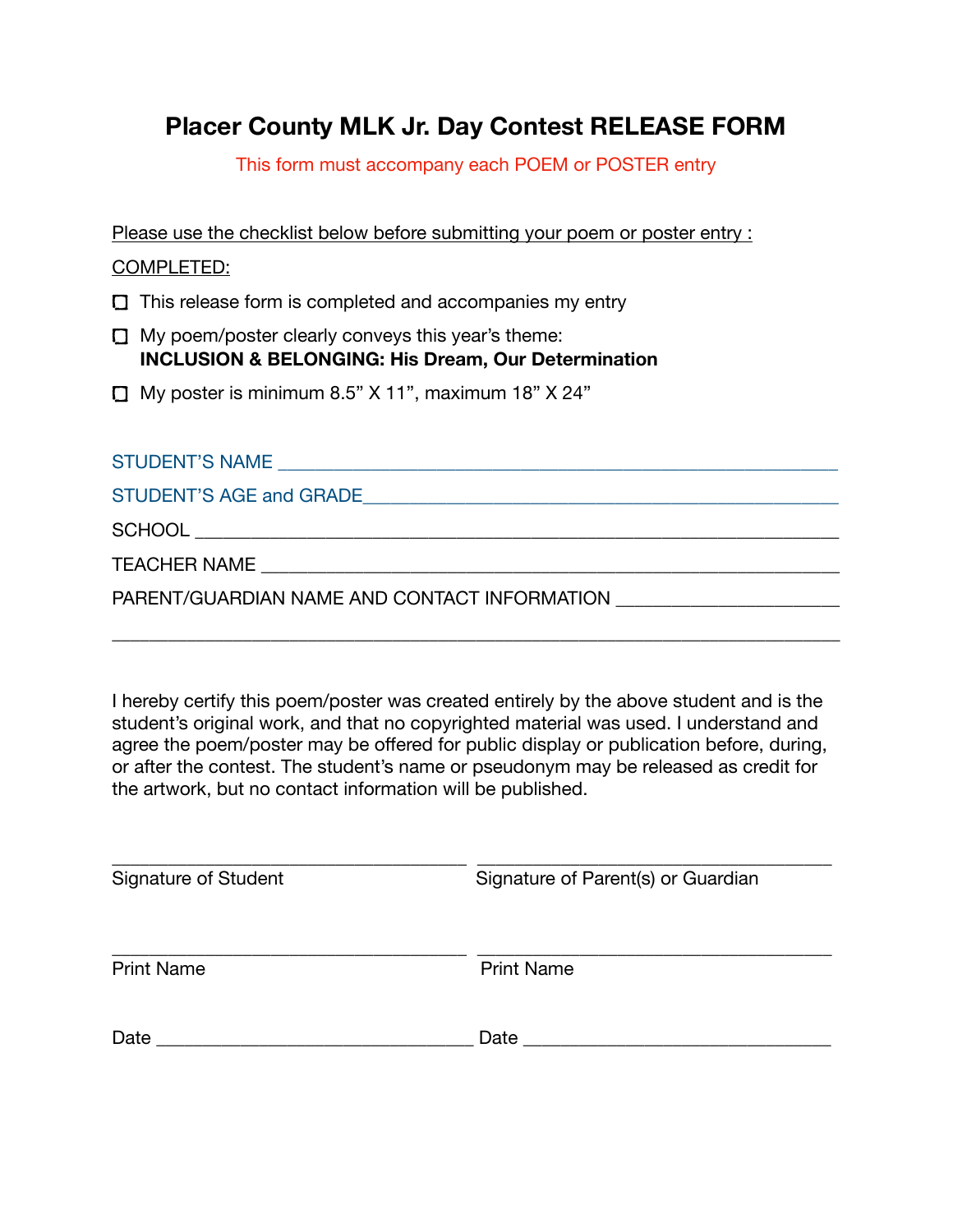# Placer County MLK Jr. Day Contest RELEASE FORM

This form must accompany each POEM or POSTER entry

Please use the checklist below before submitting your poem or poster entry :

COMPLETED:

- [ ] This release form is completed and accompanies my entry
- [ ] My poem/poster clearly conveys this year's theme: **INCLUSION & BELONGING: His Dream, Our Determination**
- [ ] My poster is minimum 8.5" X 11", maximum 18" X 24"

STUDENT'S NAME ________________________________________________

STUDENT'S AGE and GRADE ________________________________________

SCHOOL ________________________________________________________

TEACHER NAME __________________________________________________

PARENT/GUARDIAN NAME AND CONTACT INFORMATION __________________

________________________________________________________________

I hereby certify this poem/poster was created entirely by the above student and is the student's original work, and that no copyrighted material was used. I understand and agree the poem/poster may be offered for public display or publication before, during, or after the contest. The student's name or pseudonym may be released as credit for the artwork, but no contact information will be published.

______________________________ ______________________________

Signature of Student Signature of Parent(s) or Guardian

______________________________ ______________________________

Print Name Print Name

Date ___________________________ Date ___________________________